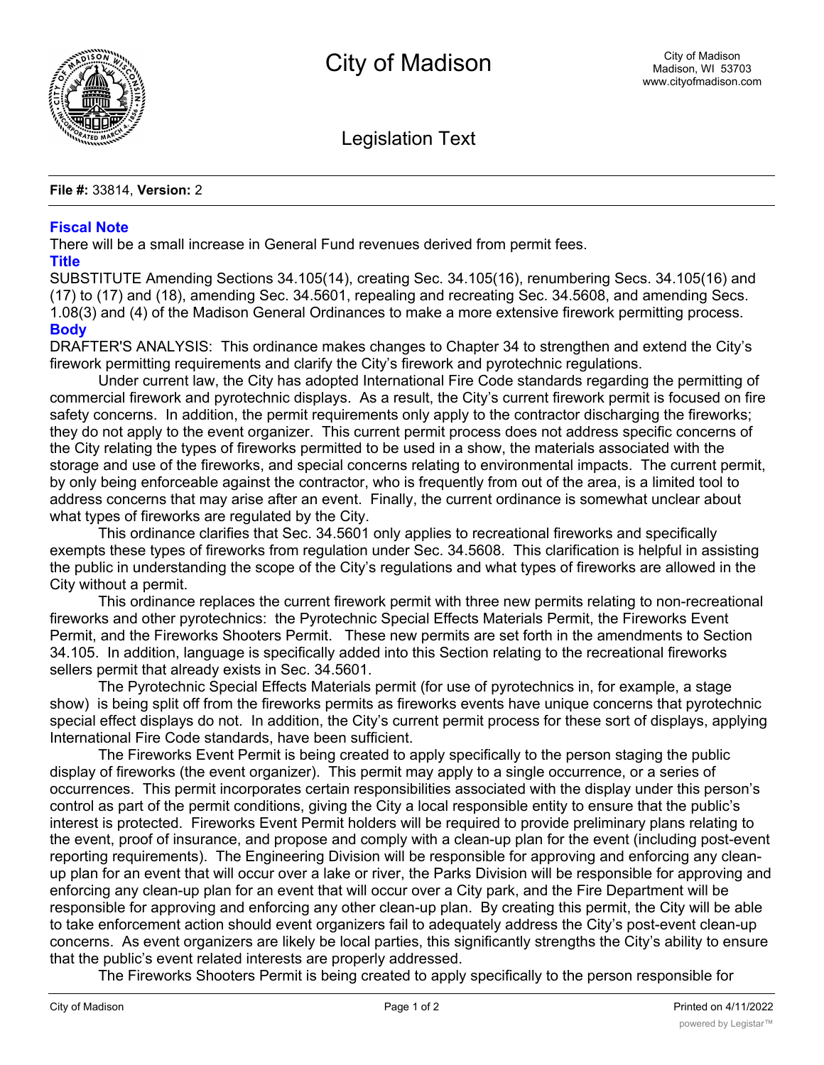# City of Madison

City of Madison
Madison, WI 53703
www.cityofmadison.com

## Legislation Text

**File #:** 33814, **Version:** 2

### Fiscal Note

There will be a small increase in General Fund revenues derived from permit fees.

### Title

SUBSTITUTE Amending Sections 34.105(14), creating Sec. 34.105(16), renumbering Secs. 34.105(16) and (17) to (17) and (18), amending Sec. 34.5601, repealing and recreating Sec. 34.5608, and amending Secs. 1.08(3) and (4) of the Madison General Ordinances to make a more extensive firework permitting process.

### Body

DRAFTER'S ANALYSIS: This ordinance makes changes to Chapter 34 to strengthen and extend the City's firework permitting requirements and clarify the City's firework and pyrotechnic regulations.

Under current law, the City has adopted International Fire Code standards regarding the permitting of commercial firework and pyrotechnic displays. As a result, the City's current firework permit is focused on fire safety concerns. In addition, the permit requirements only apply to the contractor discharging the fireworks; they do not apply to the event organizer. This current permit process does not address specific concerns of the City relating the types of fireworks permitted to be used in a show, the materials associated with the storage and use of the fireworks, and special concerns relating to environmental impacts. The current permit, by only being enforceable against the contractor, who is frequently from out of the area, is a limited tool to address concerns that may arise after an event. Finally, the current ordinance is somewhat unclear about what types of fireworks are regulated by the City.

This ordinance clarifies that Sec. 34.5601 only applies to recreational fireworks and specifically exempts these types of fireworks from regulation under Sec. 34.5608. This clarification is helpful in assisting the public in understanding the scope of the City's regulations and what types of fireworks are allowed in the City without a permit.

This ordinance replaces the current firework permit with three new permits relating to non-recreational fireworks and other pyrotechnics: the Pyrotechnic Special Effects Materials Permit, the Fireworks Event Permit, and the Fireworks Shooters Permit. These new permits are set forth in the amendments to Section 34.105. In addition, language is specifically added into this Section relating to the recreational fireworks sellers permit that already exists in Sec. 34.5601.

The Pyrotechnic Special Effects Materials permit (for use of pyrotechnics in, for example, a stage show) is being split off from the fireworks permits as fireworks events have unique concerns that pyrotechnic special effect displays do not. In addition, the City's current permit process for these sort of displays, applying International Fire Code standards, have been sufficient.

The Fireworks Event Permit is being created to apply specifically to the person staging the public display of fireworks (the event organizer). This permit may apply to a single occurrence, or a series of occurrences. This permit incorporates certain responsibilities associated with the display under this person's control as part of the permit conditions, giving the City a local responsible entity to ensure that the public's interest is protected. Fireworks Event Permit holders will be required to provide preliminary plans relating to the event, proof of insurance, and propose and comply with a clean-up plan for the event (including post-event reporting requirements). The Engineering Division will be responsible for approving and enforcing any clean-up plan for an event that will occur over a lake or river, the Parks Division will be responsible for approving and enforcing any clean-up plan for an event that will occur over a City park, and the Fire Department will be responsible for approving and enforcing any other clean-up plan. By creating this permit, the City will be able to take enforcement action should event organizers fail to adequately address the City's post-event clean-up concerns. As event organizers are likely be local parties, this significantly strengths the City's ability to ensure that the public's event related interests are properly addressed.

The Fireworks Shooters Permit is being created to apply specifically to the person responsible for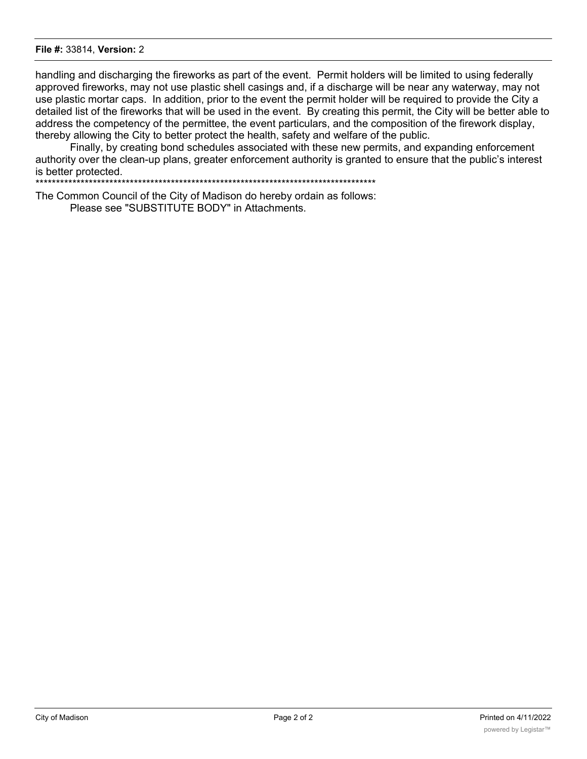handling and discharging the fireworks as part of the event. Permit holders will be limited to using federally approved fireworks, may not use plastic shell casings and, if a discharge will be near any waterway, may not use plastic mortar caps. In addition, prior to the event the permit holder will be required to provide the City a detailed list of the fireworks that will be used in the event. By creating this permit, the City will be better able to address the competency of the permittee, the event particulars, and the composition of the firework display, thereby allowing the City to better protect the health, safety and welfare of the public.

Finally, by creating bond schedules associated with these new permits, and expanding enforcement authority over the clean-up plans, greater enforcement authority is granted to ensure that the public's interest is better protected.

***************************************************************************************

The Common Council of the City of Madison do hereby ordain as follows:

Please see "SUBSTITUTE BODY" in Attachments.